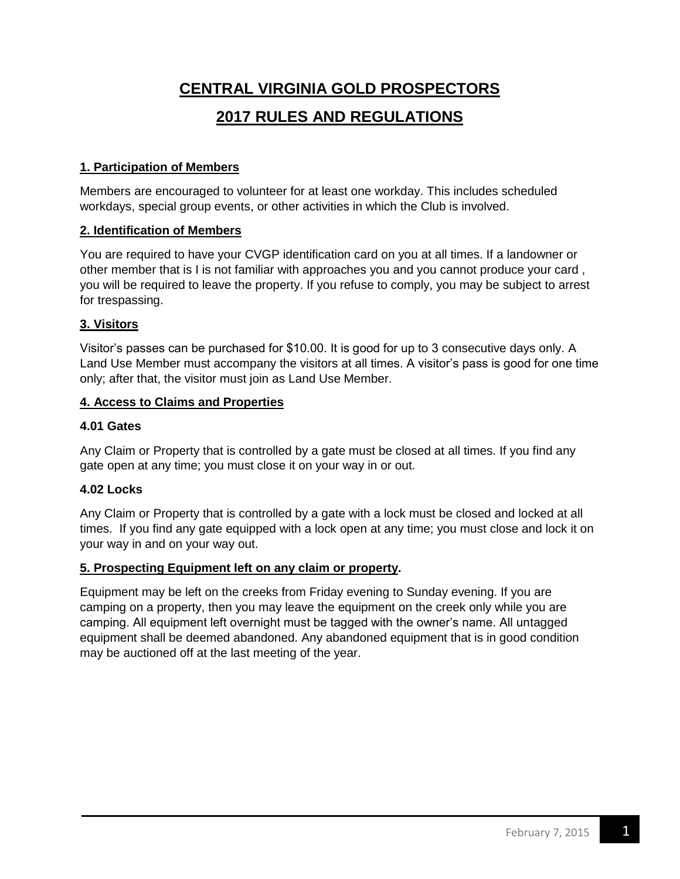# CENTRAL VIRGINIA GOLD PROSPECTORS

# 2017 RULES AND REGULATIONS

## 1. Participation of Members

Members are encouraged to volunteer for at least one workday. This includes scheduled workdays, special group events, or other activities in which the Club is involved.

## 2. Identification of Members

You are required to have your CVGP identification card on you at all times. If a landowner or other member that is I is not familiar with approaches you and you cannot produce your card , you will be required to leave the property. If you refuse to comply, you may be subject to arrest for trespassing.

## 3. Visitors

Visitor's passes can be purchased for $10.00. It is good for up to 3 consecutive days only. A Land Use Member must accompany the visitors at all times. A visitor's pass is good for one time only; after that, the visitor must join as Land Use Member.

## 4. Access to Claims and Properties

### 4.01 Gates

Any Claim or Property that is controlled by a gate must be closed at all times. If you find any gate open at any time; you must close it on your way in or out.

### 4.02 Locks

Any Claim or Property that is controlled by a gate with a lock must be closed and locked at all times. If you find any gate equipped with a lock open at any time; you must close and lock it on your way in and on your way out.

## 5. Prospecting Equipment left on any claim or property.

Equipment may be left on the creeks from Friday evening to Sunday evening. If you are camping on a property, then you may leave the equipment on the creek only while you are camping. All equipment left overnight must be tagged with the owner's name. All untagged equipment shall be deemed abandoned. Any abandoned equipment that is in good condition may be auctioned off at the last meeting of the year.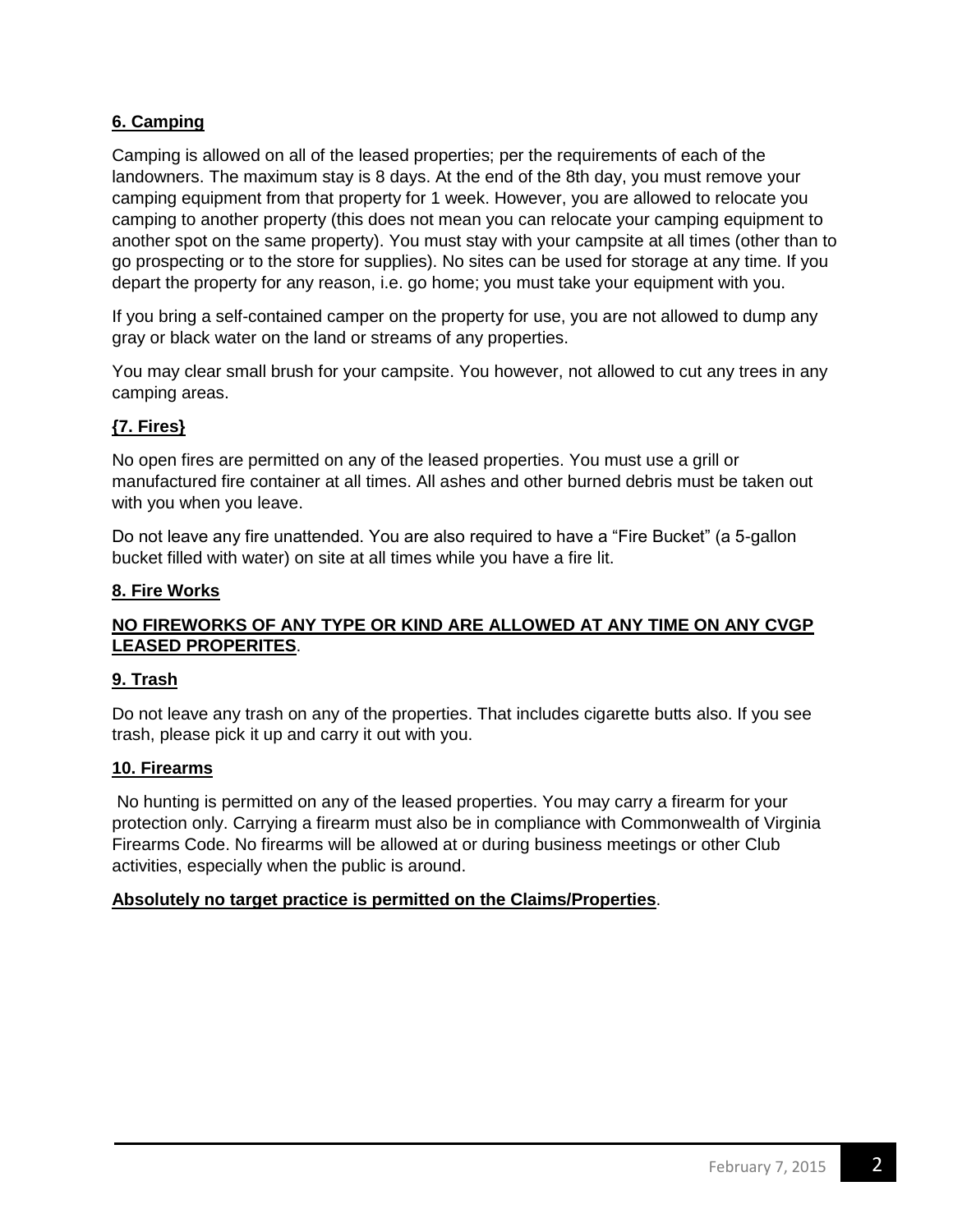**6. Camping**

Camping is allowed on all of the leased properties; per the requirements of each of the landowners. The maximum stay is 8 days. At the end of the 8th day, you must remove your camping equipment from that property for 1 week. However, you are allowed to relocate you camping to another property (this does not mean you can relocate your camping equipment to another spot on the same property). You must stay with your campsite at all times (other than to go prospecting or to the store for supplies). No sites can be used for storage at any time. If you depart the property for any reason, i.e. go home; you must take your equipment with you.

If you bring a self-contained camper on the property for use, you are not allowed to dump any gray or black water on the land or streams of any properties.

You may clear small brush for your campsite. You however, not allowed to cut any trees in any camping areas.

**{7. Fires}**

No open fires are permitted on any of the leased properties. You must use a grill or manufactured fire container at all times. All ashes and other burned debris must be taken out with you when you leave.

Do not leave any fire unattended. You are also required to have a "Fire Bucket" (a 5-gallon bucket filled with water) on site at all times while you have a fire lit.

**8. Fire Works**

**NO FIREWORKS OF ANY TYPE OR KIND ARE ALLOWED AT ANY TIME ON ANY CVGP LEASED PROPERITES**.

**9. Trash**

Do not leave any trash on any of the properties. That includes cigarette butts also. If you see trash, please pick it up and carry it out with you.

**10. Firearms**

No hunting is permitted on any of the leased properties. You may carry a firearm for your protection only. Carrying a firearm must also be in compliance with Commonwealth of Virginia Firearms Code. No firearms will be allowed at or during business meetings or other Club activities, especially when the public is around.

**Absolutely no target practice is permitted on the Claims/Properties**.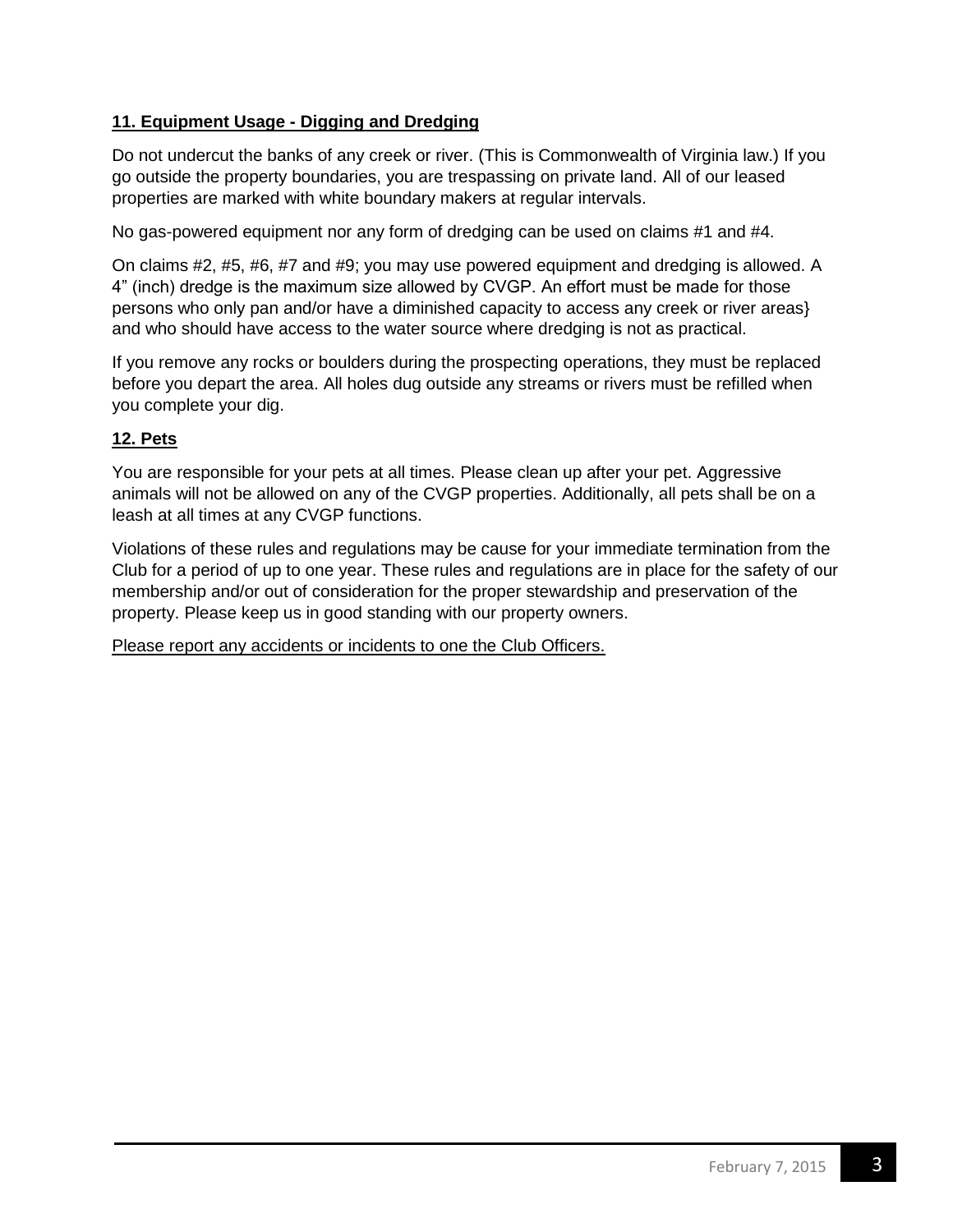**11. Equipment Usage - Digging and Dredging**

Do not undercut the banks of any creek or river. (This is Commonwealth of Virginia law.) If you go outside the property boundaries, you are trespassing on private land. All of our leased properties are marked with white boundary makers at regular intervals.

No gas-powered equipment nor any form of dredging can be used on claims #1 and #4.

On claims #2, #5, #6, #7 and #9; you may use powered equipment and dredging is allowed. A 4" (inch) dredge is the maximum size allowed by CVGP. An effort must be made for those persons who only pan and/or have a diminished capacity to access any creek or river areas} and who should have access to the water source where dredging is not as practical.

If you remove any rocks or boulders during the prospecting operations, they must be replaced before you depart the area. All holes dug outside any streams or rivers must be refilled when you complete your dig.

**12. Pets**

You are responsible for your pets at all times. Please clean up after your pet. Aggressive animals will not be allowed on any of the CVGP properties. Additionally, all pets shall be on a leash at all times at any CVGP functions.

Violations of these rules and regulations may be cause for your immediate termination from the Club for a period of up to one year. These rules and regulations are in place for the safety of our membership and/or out of consideration for the proper stewardship and preservation of the property. Please keep us in good standing with our property owners.

Please report any accidents or incidents to one the Club Officers.